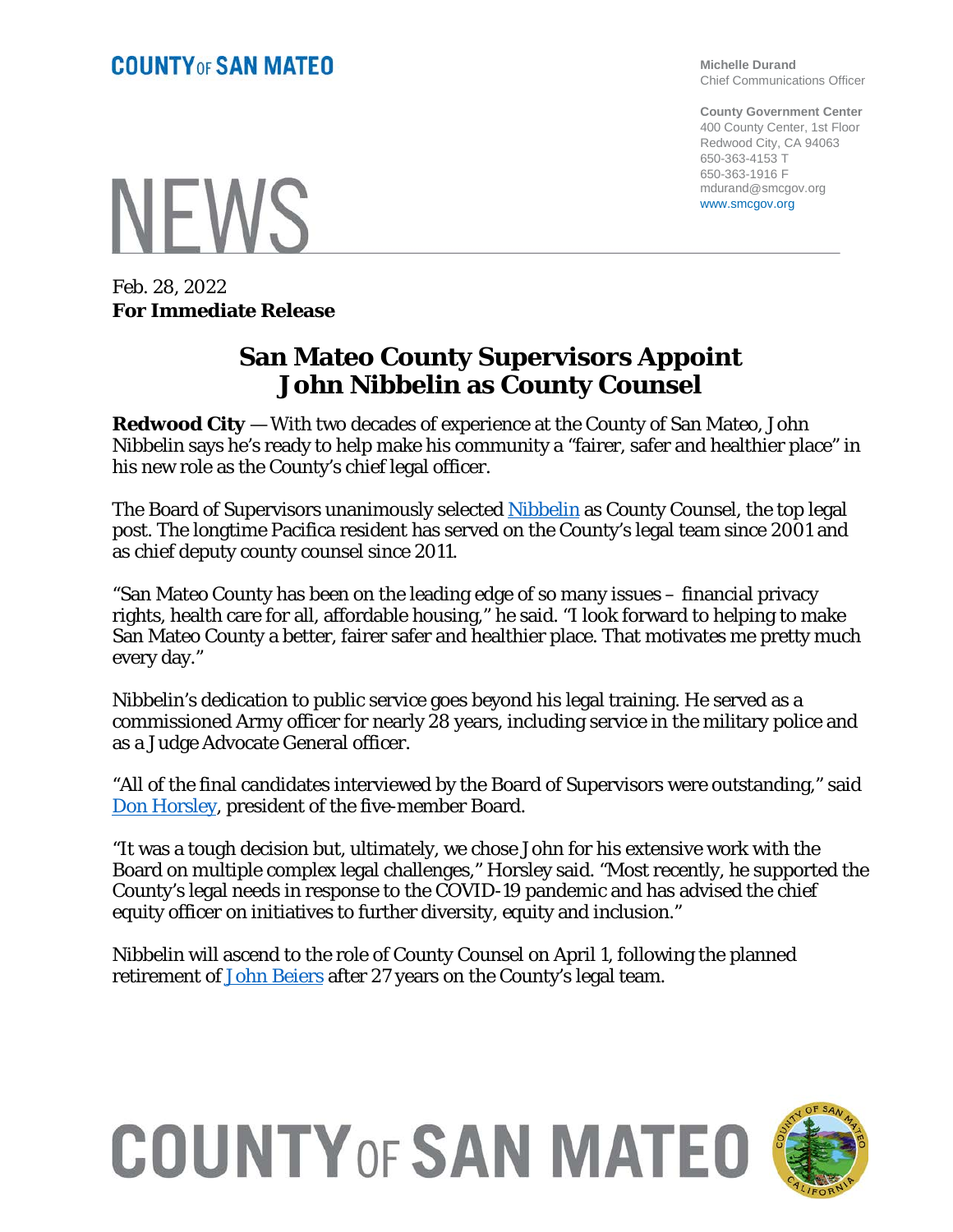**COUNTY OF SAN MATEO**

**Michelle Durand**
Chief Communications Officer

**County Government Center**
400 County Center, 1st Floor
Redwood City, CA 94063
650-363-4153 T
650-363-1916 F
mdurand@smcgov.org
www.smcgov.org

# NEWS

Feb. 28, 2022
**For Immediate Release**

## San Mateo County Supervisors Appoint John Nibbelin as County Counsel

**Redwood City** — With two decades of experience at the County of San Mateo, John Nibbelin says he's ready to help make his community a "fairer, safer and healthier place" in his new role as the County's chief legal officer.

The Board of Supervisors unanimously selected Nibbelin as County Counsel, the top legal post. The longtime Pacifica resident has served on the County's legal team since 2001 and as chief deputy county counsel since 2011.

"San Mateo County has been on the leading edge of so many issues – financial privacy rights, health care for all, affordable housing," he said. "I look forward to helping to make San Mateo County a better, fairer safer and healthier place. That motivates me pretty much every day."

Nibbelin's dedication to public service goes beyond his legal training. He served as a commissioned Army officer for nearly 28 years, including service in the military police and as a Judge Advocate General officer.

"All of the final candidates interviewed by the Board of Supervisors were outstanding," said Don Horsley, president of the five-member Board.

"It was a tough decision but, ultimately, we chose John for his extensive work with the Board on multiple complex legal challenges," Horsley said. "Most recently, he supported the County's legal needs in response to the COVID-19 pandemic and has advised the chief equity officer on initiatives to further diversity, equity and inclusion."

Nibbelin will ascend to the role of County Counsel on April 1, following the planned retirement of John Beiers after 27 years on the County's legal team.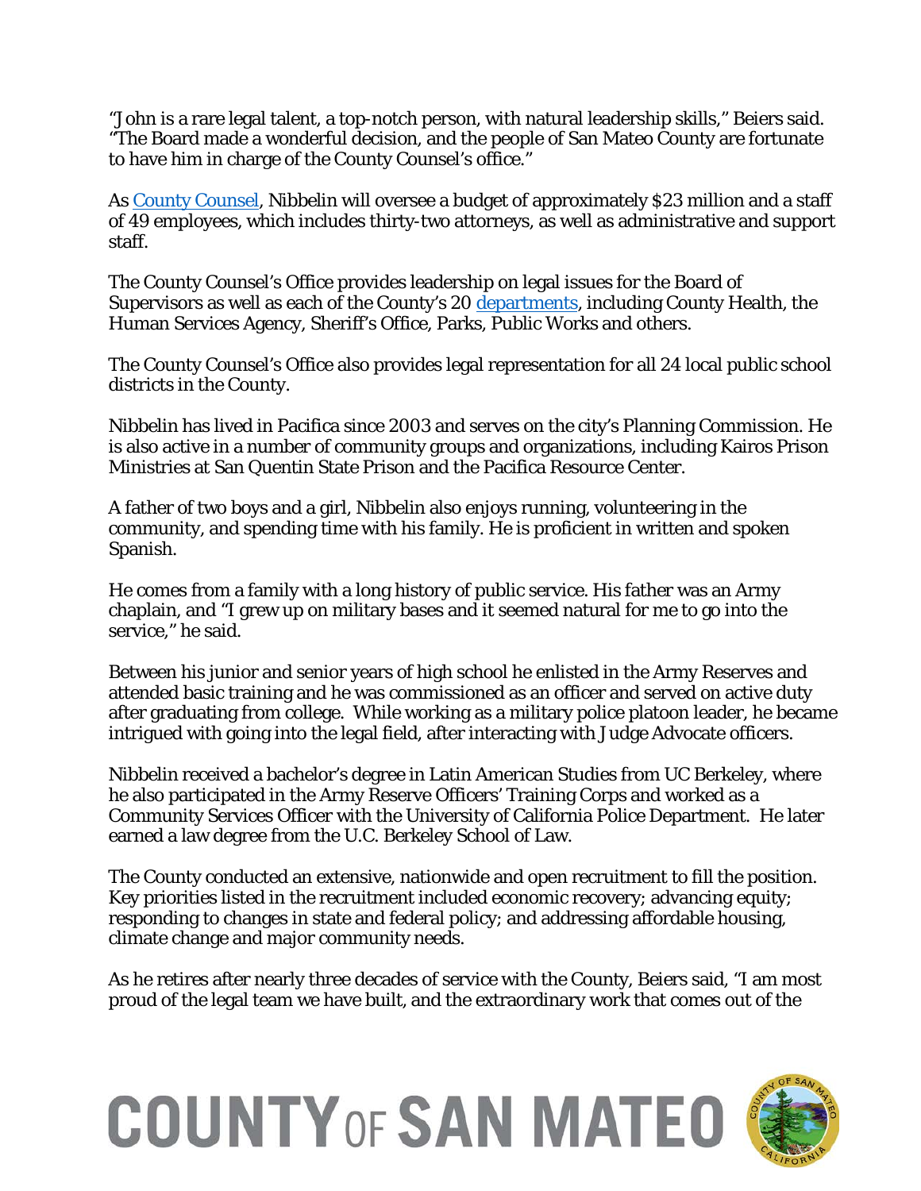"John is a rare legal talent, a top-notch person, with natural leadership skills," Beiers said. "The Board made a wonderful decision, and the people of San Mateo County are fortunate to have him in charge of the County Counsel's office."

As County Counsel, Nibbelin will oversee a budget of approximately $23 million and a staff of 49 employees, which includes thirty-two attorneys, as well as administrative and support staff.

The County Counsel's Office provides leadership on legal issues for the Board of Supervisors as well as each of the County's 20 departments, including County Health, the Human Services Agency, Sheriff's Office, Parks, Public Works and others.

The County Counsel's Office also provides legal representation for all 24 local public school districts in the County.

Nibbelin has lived in Pacifica since 2003 and serves on the city's Planning Commission. He is also active in a number of community groups and organizations, including Kairos Prison Ministries at San Quentin State Prison and the Pacifica Resource Center.

A father of two boys and a girl, Nibbelin also enjoys running, volunteering in the community, and spending time with his family. He is proficient in written and spoken Spanish.

He comes from a family with a long history of public service. His father was an Army chaplain, and "I grew up on military bases and it seemed natural for me to go into the service," he said.

Between his junior and senior years of high school he enlisted in the Army Reserves and attended basic training and he was commissioned as an officer and served on active duty after graduating from college. While working as a military police platoon leader, he became intrigued with going into the legal field, after interacting with Judge Advocate officers.

Nibbelin received a bachelor's degree in Latin American Studies from UC Berkeley, where he also participated in the Army Reserve Officers' Training Corps and worked as a Community Services Officer with the University of California Police Department. He later earned a law degree from the U.C. Berkeley School of Law.

The County conducted an extensive, nationwide and open recruitment to fill the position. Key priorities listed in the recruitment included economic recovery; advancing equity; responding to changes in state and federal policy; and addressing affordable housing, climate change and major community needs.

As he retires after nearly three decades of service with the County, Beiers said, "I am most proud of the legal team we have built, and the extraordinary work that comes out of the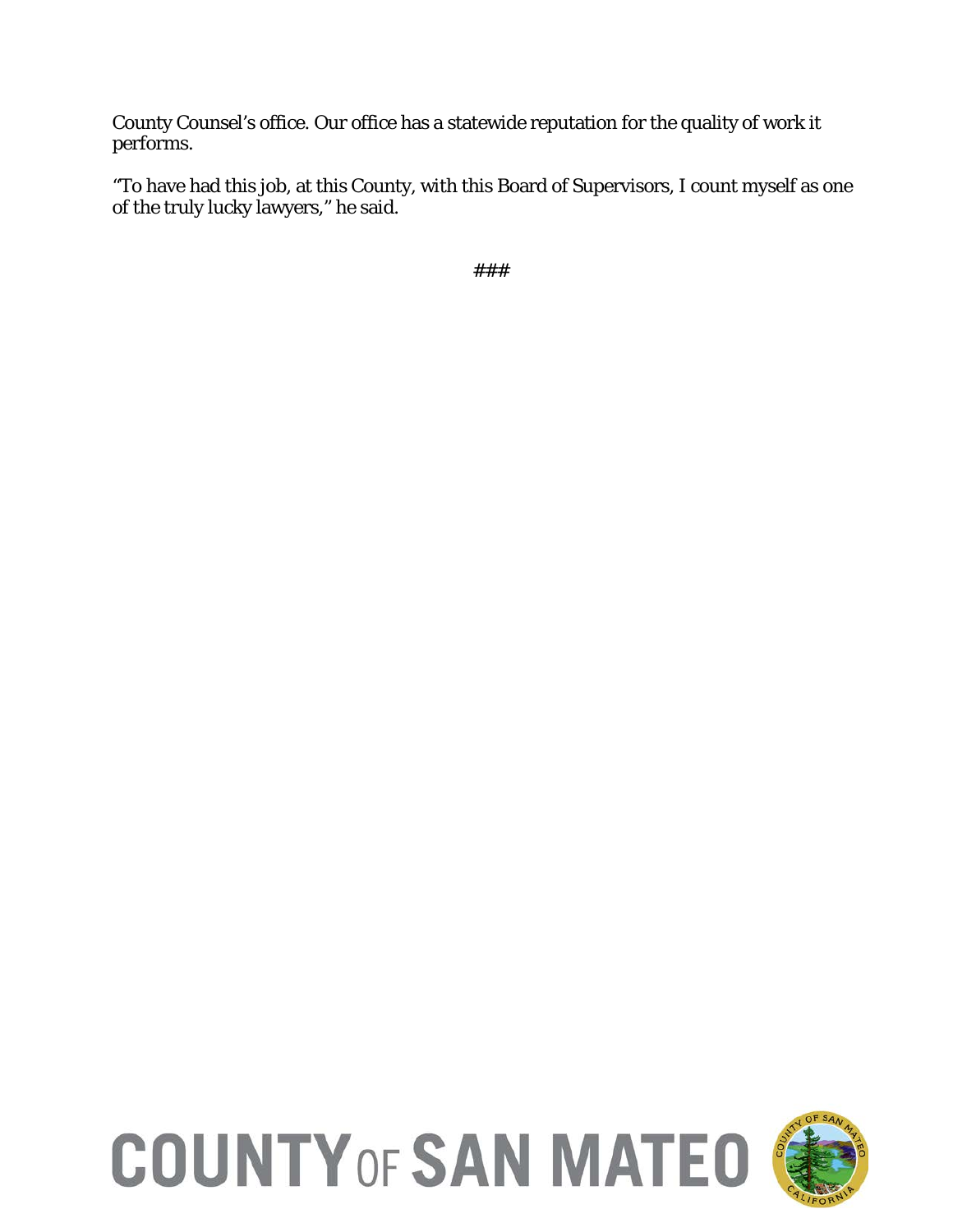County Counsel's office. Our office has a statewide reputation for the quality of work it performs.

"To have had this job, at this County, with this Board of Supervisors, I count myself as one of the truly lucky lawyers," he said.

###